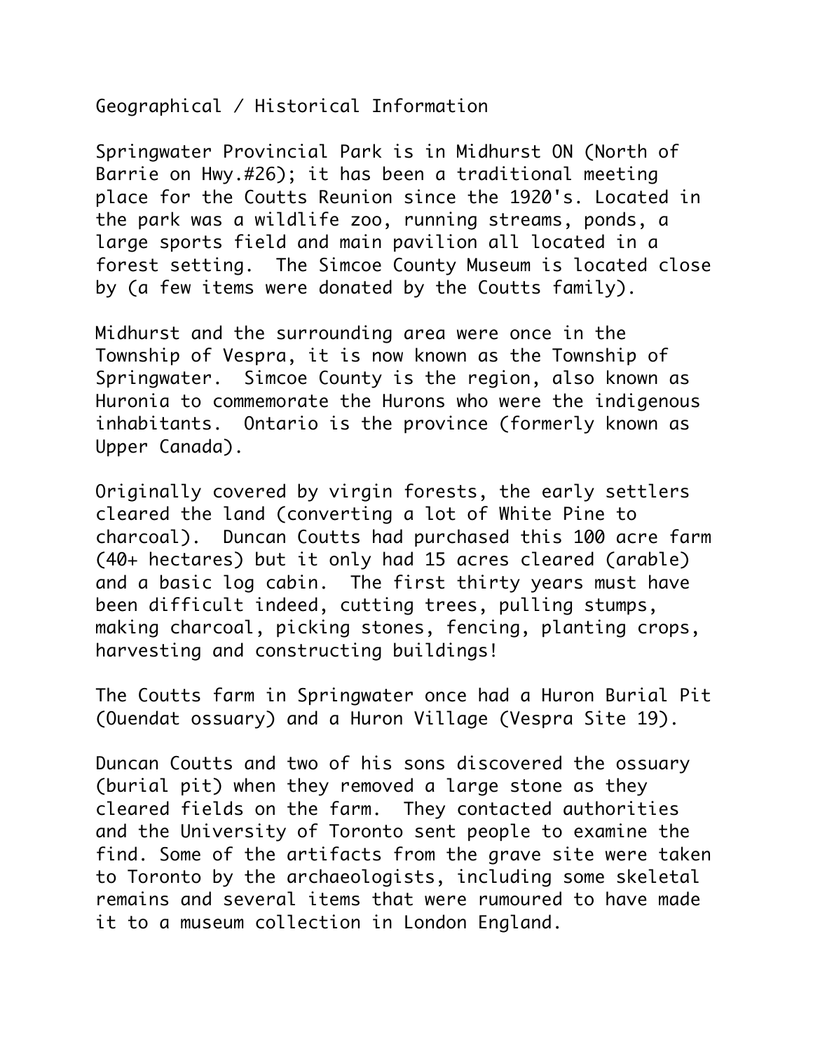# Geographical / Historical Information

Springwater Provincial Park is in Midhurst ON (North of Barrie on Hwy.#26); it has been a traditional meeting place for the Coutts Reunion since the 1920's. Located in the park was a wildlife zoo, running streams, ponds, a large sports field and main pavilion all located in a forest setting. The Simcoe County Museum is located close by (a few items were donated by the Coutts family).

Midhurst and the surrounding area were once in the Township of Vespra, it is now known as the Township of Springwater. Simcoe County is the region, also known as Huronia to commemorate the Hurons who were the indigenous inhabitants. Ontario is the province (formerly known as Upper Canada).

Originally covered by virgin forests, the early settlers cleared the land (converting a lot of White Pine to charcoal). Duncan Coutts had purchased this 100 acre farm (40+ hectares) but it only had 15 acres cleared (arable) and a basic log cabin. The first thirty years must have been difficult indeed, cutting trees, pulling stumps, making charcoal, picking stones, fencing, planting crops, harvesting and constructing buildings!

The Coutts farm in Springwater once had a Huron Burial Pit (Ouendat ossuary) and a Huron Village (Vespra Site 19).

Duncan Coutts and two of his sons discovered the ossuary (burial pit) when they removed a large stone as they cleared fields on the farm. They contacted authorities and the University of Toronto sent people to examine the find. Some of the artifacts from the grave site were taken to Toronto by the archaeologists, including some skeletal remains and several items that were rumoured to have made it to a museum collection in London England.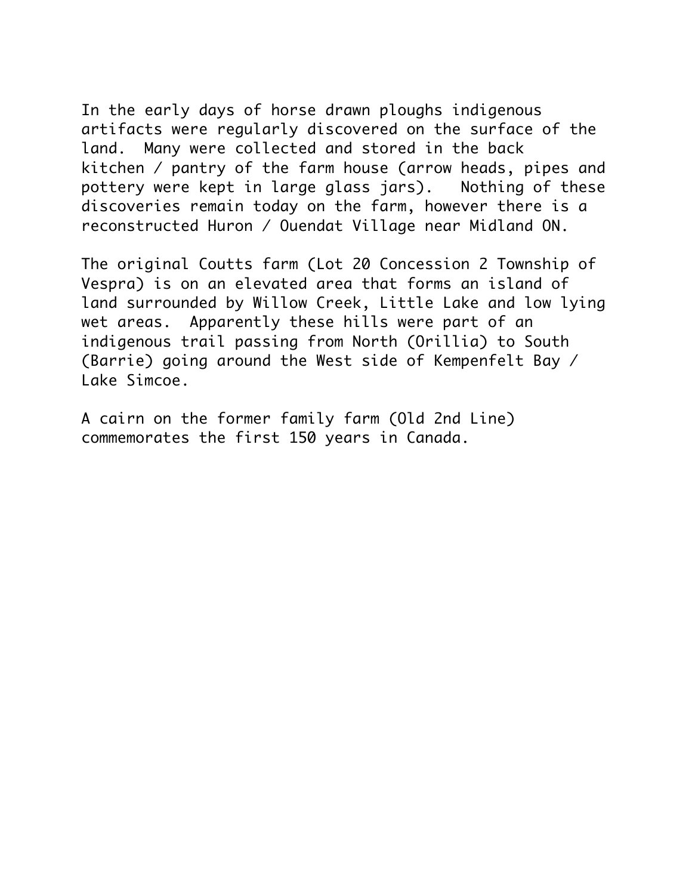In the early days of horse drawn ploughs indigenous artifacts were regularly discovered on the surface of the land.  Many were collected and stored in the back kitchen / pantry of the farm house (arrow heads, pipes and pottery were kept in large glass jars).   Nothing of these discoveries remain today on the farm, however there is a reconstructed Huron / Ouendat Village near Midland ON.

The original Coutts farm (Lot 20 Concession 2 Township of Vespra) is on an elevated area that forms an island of land surrounded by Willow Creek, Little Lake and low lying wet areas.  Apparently these hills were part of an indigenous trail passing from North (Orillia) to South (Barrie) going around the West side of Kempenfelt Bay / Lake Simcoe.

A cairn on the former family farm (Old 2nd Line) commemorates the first 150 years in Canada.